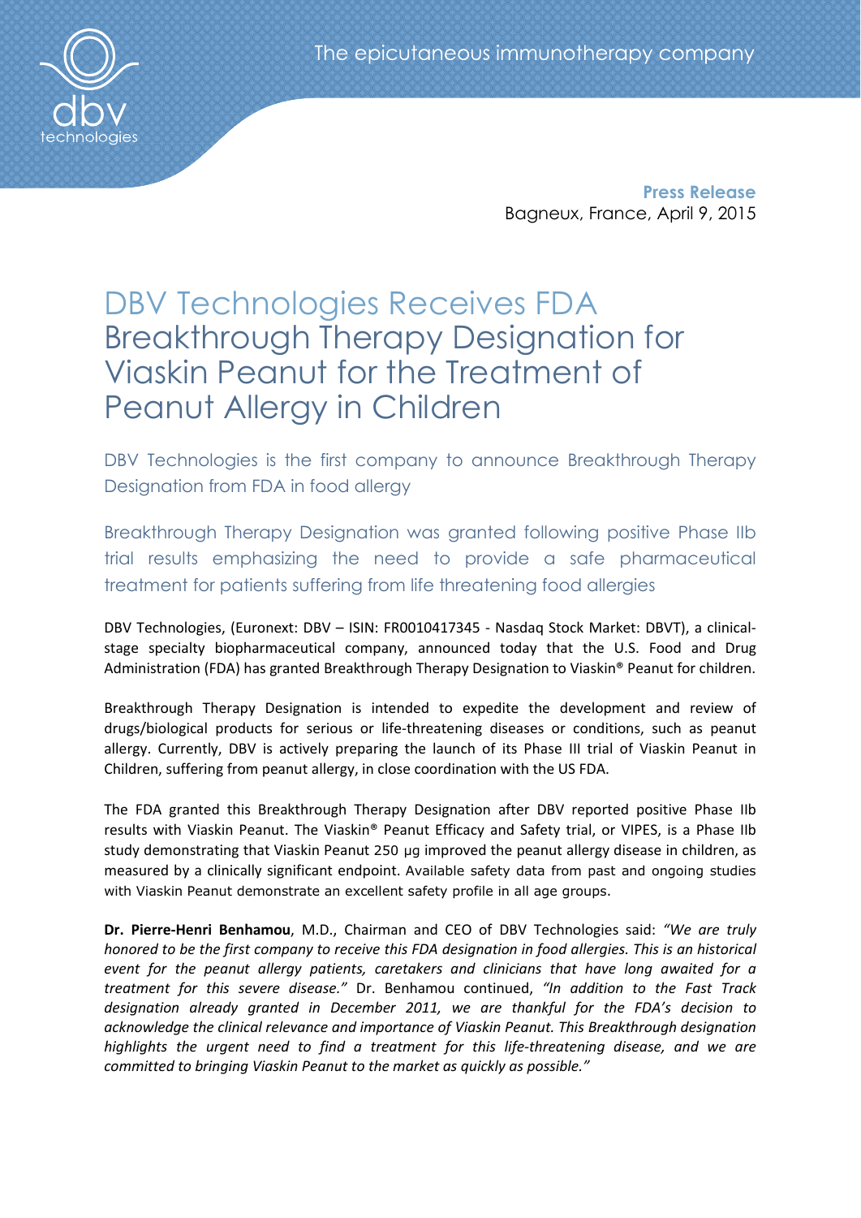**Press Release**
Bagneux, France, April 9, 2015

# DBV Technologies Receives FDA Breakthrough Therapy Designation for Viaskin Peanut for the Treatment of Peanut Allergy in Children

## DBV Technologies is the first company to announce Breakthrough Therapy Designation from FDA in food allergy

## Breakthrough Therapy Designation was granted following positive Phase IIb trial results emphasizing the need to provide a safe pharmaceutical treatment for patients suffering from life threatening food allergies

DBV Technologies, (Euronext: DBV – ISIN: FR0010417345 - Nasdaq Stock Market: DBVT), a clinical-stage specialty biopharmaceutical company, announced today that the U.S. Food and Drug Administration (FDA) has granted Breakthrough Therapy Designation to Viaskin® Peanut for children.

Breakthrough Therapy Designation is intended to expedite the development and review of drugs/biological products for serious or life-threatening diseases or conditions, such as peanut allergy. Currently, DBV is actively preparing the launch of its Phase III trial of Viaskin Peanut in Children, suffering from peanut allergy, in close coordination with the US FDA.

The FDA granted this Breakthrough Therapy Designation after DBV reported positive Phase IIb results with Viaskin Peanut. The Viaskin® Peanut Efficacy and Safety trial, or VIPES, is a Phase IIb study demonstrating that Viaskin Peanut 250 µg improved the peanut allergy disease in children, as measured by a clinically significant endpoint. Available safety data from past and ongoing studies with Viaskin Peanut demonstrate an excellent safety profile in all age groups.

**Dr. Pierre-Henri Benhamou**, M.D., Chairman and CEO of DBV Technologies said: *"We are truly honored to be the first company to receive this FDA designation in food allergies. This is an historical event for the peanut allergy patients, caretakers and clinicians that have long awaited for a treatment for this severe disease."* Dr. Benhamou continued, *"In addition to the Fast Track designation already granted in December 2011, we are thankful for the FDA's decision to acknowledge the clinical relevance and importance of Viaskin Peanut. This Breakthrough designation highlights the urgent need to find a treatment for this life-threatening disease, and we are committed to bringing Viaskin Peanut to the market as quickly as possible."*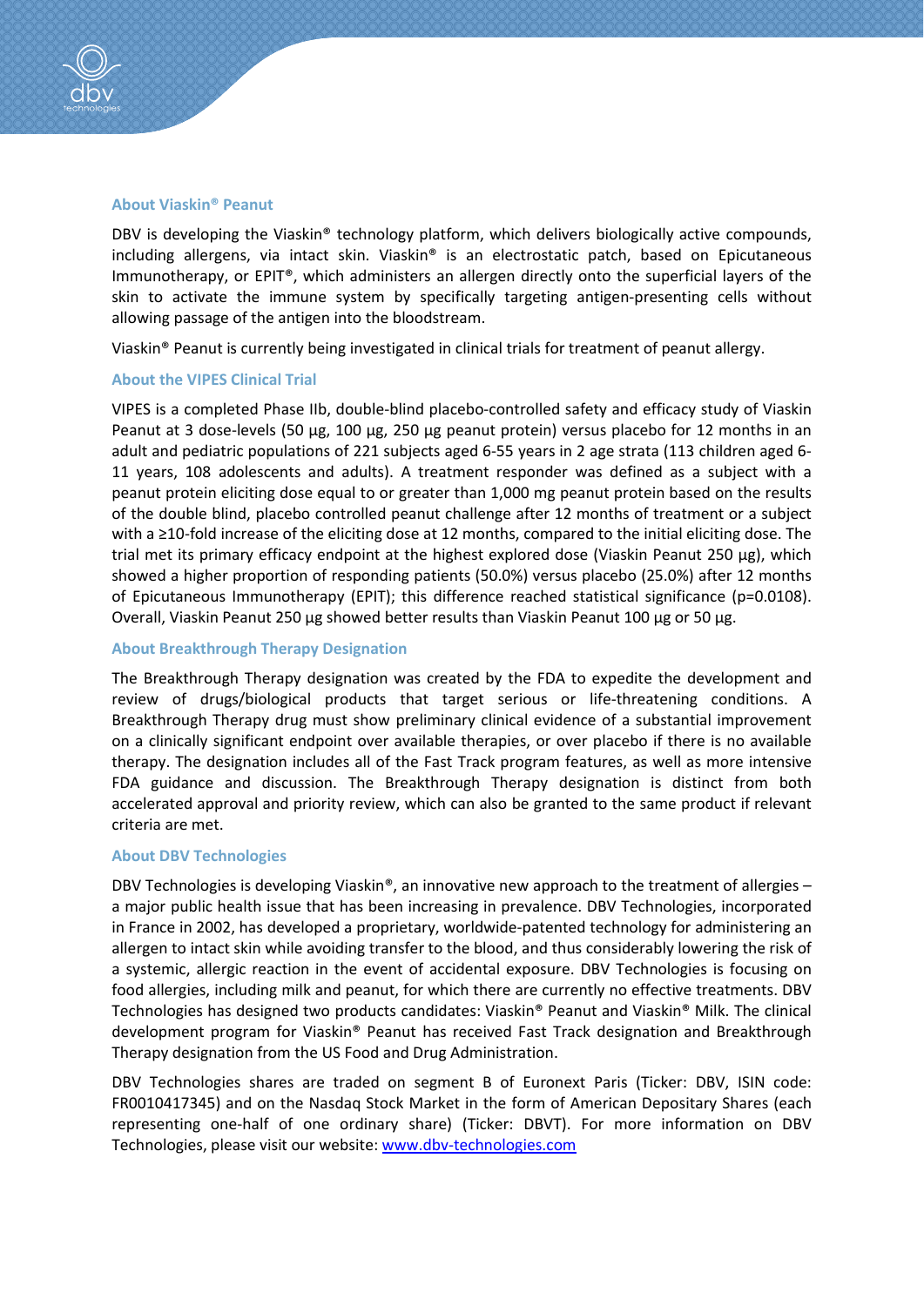### About Viaskin® Peanut

DBV is developing the Viaskin® technology platform, which delivers biologically active compounds, including allergens, via intact skin. Viaskin® is an electrostatic patch, based on Epicutaneous Immunotherapy, or EPIT®, which administers an allergen directly onto the superficial layers of the skin to activate the immune system by specifically targeting antigen-presenting cells without allowing passage of the antigen into the bloodstream.

Viaskin® Peanut is currently being investigated in clinical trials for treatment of peanut allergy.

### About the VIPES Clinical Trial

VIPES is a completed Phase IIb, double-blind placebo-controlled safety and efficacy study of Viaskin Peanut at 3 dose-levels (50 µg, 100 µg, 250 µg peanut protein) versus placebo for 12 months in an adult and pediatric populations of 221 subjects aged 6-55 years in 2 age strata (113 children aged 6-11 years, 108 adolescents and adults). A treatment responder was defined as a subject with a peanut protein eliciting dose equal to or greater than 1,000 mg peanut protein based on the results of the double blind, placebo controlled peanut challenge after 12 months of treatment or a subject with a ≥10-fold increase of the eliciting dose at 12 months, compared to the initial eliciting dose. The trial met its primary efficacy endpoint at the highest explored dose (Viaskin Peanut 250 µg), which showed a higher proportion of responding patients (50.0%) versus placebo (25.0%) after 12 months of Epicutaneous Immunotherapy (EPIT); this difference reached statistical significance ($p=0.0108$). Overall, Viaskin Peanut 250 µg showed better results than Viaskin Peanut 100 µg or 50 µg.

### About Breakthrough Therapy Designation

The Breakthrough Therapy designation was created by the FDA to expedite the development and review of drugs/biological products that target serious or life-threatening conditions. A Breakthrough Therapy drug must show preliminary clinical evidence of a substantial improvement on a clinically significant endpoint over available therapies, or over placebo if there is no available therapy. The designation includes all of the Fast Track program features, as well as more intensive FDA guidance and discussion. The Breakthrough Therapy designation is distinct from both accelerated approval and priority review, which can also be granted to the same product if relevant criteria are met.

### About DBV Technologies

DBV Technologies is developing Viaskin®, an innovative new approach to the treatment of allergies – a major public health issue that has been increasing in prevalence. DBV Technologies, incorporated in France in 2002, has developed a proprietary, worldwide-patented technology for administering an allergen to intact skin while avoiding transfer to the blood, and thus considerably lowering the risk of a systemic, allergic reaction in the event of accidental exposure. DBV Technologies is focusing on food allergies, including milk and peanut, for which there are currently no effective treatments. DBV Technologies has designed two products candidates: Viaskin® Peanut and Viaskin® Milk. The clinical development program for Viaskin® Peanut has received Fast Track designation and Breakthrough Therapy designation from the US Food and Drug Administration.

DBV Technologies shares are traded on segment B of Euronext Paris (Ticker: DBV, ISIN code: FR0010417345) and on the Nasdaq Stock Market in the form of American Depositary Shares (each representing one-half of one ordinary share) (Ticker: DBVT). For more information on DBV Technologies, please visit our website: [www.dbv-technologies.com](http://www.dbv-technologies.com)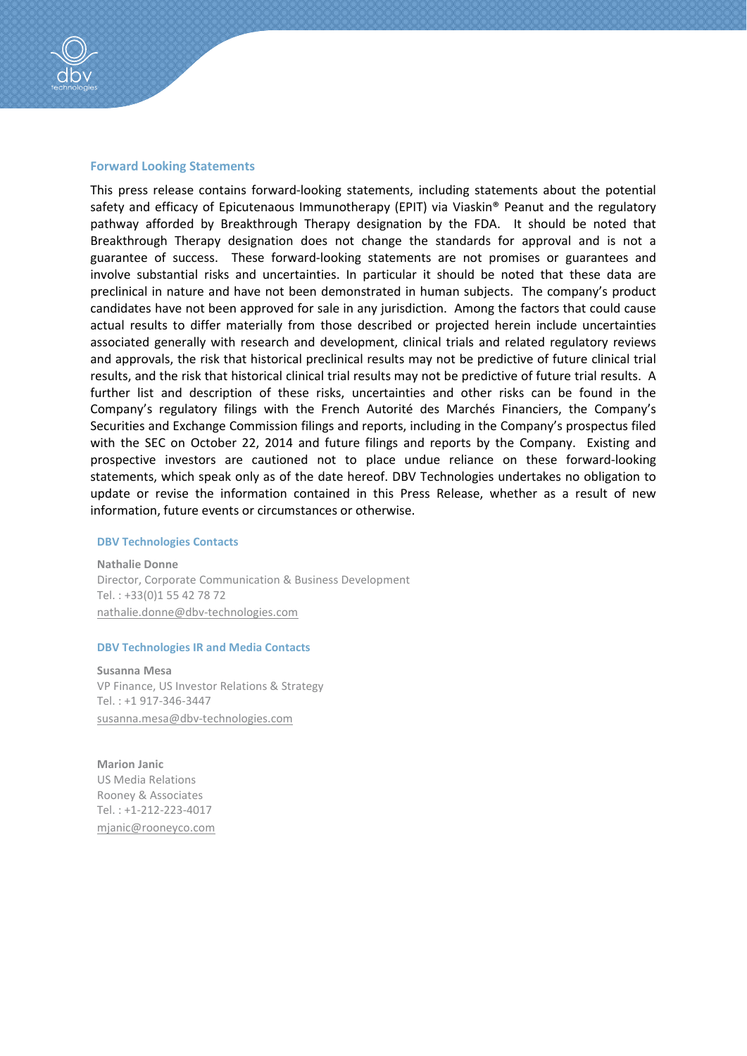## Forward Looking Statements

This press release contains forward-looking statements, including statements about the potential safety and efficacy of Epicutenaous Immunotherapy (EPIT) via Viaskin® Peanut and the regulatory pathway afforded by Breakthrough Therapy designation by the FDA. It should be noted that Breakthrough Therapy designation does not change the standards for approval and is not a guarantee of success. These forward-looking statements are not promises or guarantees and involve substantial risks and uncertainties. In particular it should be noted that these data are preclinical in nature and have not been demonstrated in human subjects. The company's product candidates have not been approved for sale in any jurisdiction. Among the factors that could cause actual results to differ materially from those described or projected herein include uncertainties associated generally with research and development, clinical trials and related regulatory reviews and approvals, the risk that historical preclinical results may not be predictive of future clinical trial results, and the risk that historical clinical trial results may not be predictive of future trial results. A further list and description of these risks, uncertainties and other risks can be found in the Company's regulatory filings with the French Autorité des Marchés Financiers, the Company's Securities and Exchange Commission filings and reports, including in the Company's prospectus filed with the SEC on October 22, 2014 and future filings and reports by the Company. Existing and prospective investors are cautioned not to place undue reliance on these forward-looking statements, which speak only as of the date hereof. DBV Technologies undertakes no obligation to update or revise the information contained in this Press Release, whether as a result of new information, future events or circumstances or otherwise.

### DBV Technologies Contacts

**Nathalie Donne**
Director, Corporate Communication & Business Development
Tel. : +33(0)1 55 42 78 72
nathalie.donne@dbv-technologies.com

### DBV Technologies IR and Media Contacts

**Susanna Mesa**
VP Finance, US Investor Relations & Strategy
Tel. : +1 917-346-3447
susanna.mesa@dbv-technologies.com

**Marion Janic**
US Media Relations
Rooney & Associates
Tel. : +1-212-223-4017
mjanic@rooneyco.com